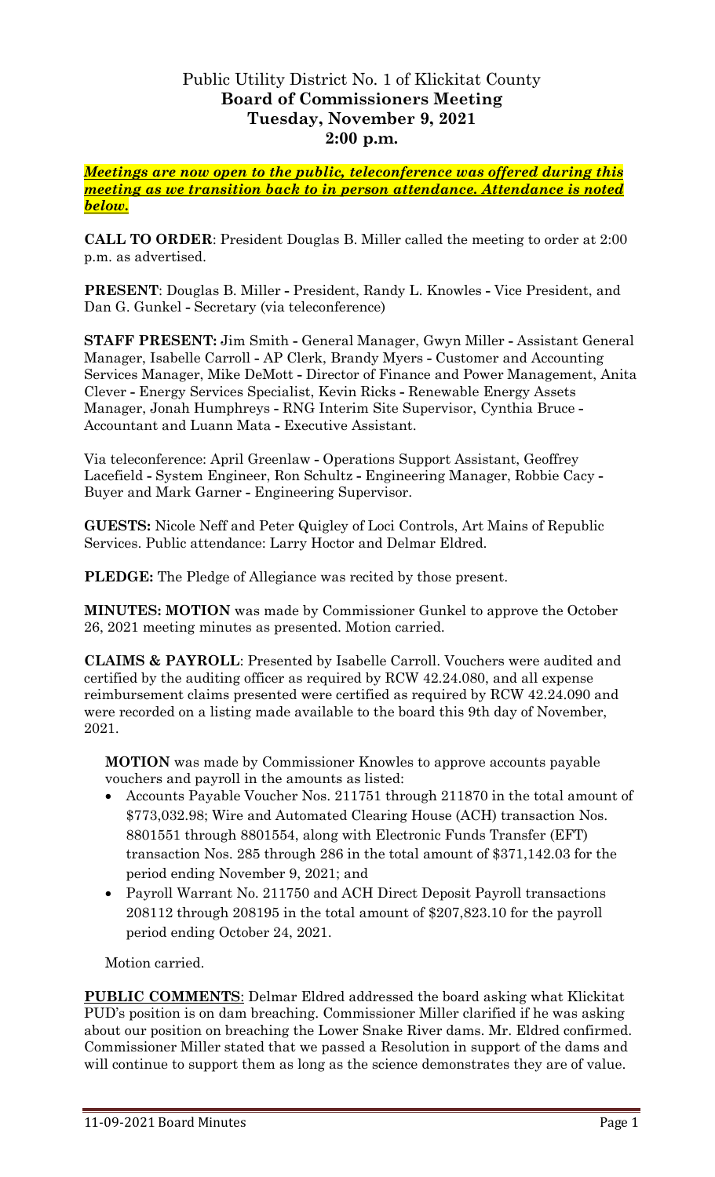# Public Utility District No. 1 of Klickitat County
## Board of Commissioners Meeting
## Tuesday, November 9, 2021
## 2:00 p.m.

***Meetings are now open to the public, teleconference was offered during this meeting as we transition back to in person attendance. Attendance is noted below.***

**CALL TO ORDER**: President Douglas B. Miller called the meeting to order at 2:00 p.m. as advertised.

**PRESENT**: Douglas B. Miller - President, Randy L. Knowles - Vice President, and Dan G. Gunkel - Secretary (via teleconference)

**STAFF PRESENT:** Jim Smith - General Manager, Gwyn Miller - Assistant General Manager, Isabelle Carroll - AP Clerk, Brandy Myers - Customer and Accounting Services Manager, Mike DeMott - Director of Finance and Power Management, Anita Clever - Energy Services Specialist, Kevin Ricks - Renewable Energy Assets Manager, Jonah Humphreys - RNG Interim Site Supervisor, Cynthia Bruce - Accountant and Luann Mata - Executive Assistant.

Via teleconference: April Greenlaw - Operations Support Assistant, Geoffrey Lacefield - System Engineer, Ron Schultz - Engineering Manager, Robbie Cacy - Buyer and Mark Garner - Engineering Supervisor.

**GUESTS:** Nicole Neff and Peter Quigley of Loci Controls, Art Mains of Republic Services. Public attendance: Larry Hoctor and Delmar Eldred.

**PLEDGE:** The Pledge of Allegiance was recited by those present.

**MINUTES: MOTION** was made by Commissioner Gunkel to approve the October 26, 2021 meeting minutes as presented. Motion carried.

**CLAIMS & PAYROLL**: Presented by Isabelle Carroll. Vouchers were audited and certified by the auditing officer as required by RCW 42.24.080, and all expense reimbursement claims presented were certified as required by RCW 42.24.090 and were recorded on a listing made available to the board this 9th day of November, 2021.

**MOTION** was made by Commissioner Knowles to approve accounts payable vouchers and payroll in the amounts as listed:

- Accounts Payable Voucher Nos. 211751 through 211870 in the total amount of $773,032.98; Wire and Automated Clearing House (ACH) transaction Nos. 8801551 through 8801554, along with Electronic Funds Transfer (EFT) transaction Nos. 285 through 286 in the total amount of $371,142.03 for the period ending November 9, 2021; and
- Payroll Warrant No. 211750 and ACH Direct Deposit Payroll transactions 208112 through 208195 in the total amount of $207,823.10 for the payroll period ending October 24, 2021.

Motion carried.

**<u>PUBLIC COMMENTS</u>**: Delmar Eldred addressed the board asking what Klickitat PUD's position is on dam breaching. Commissioner Miller clarified if he was asking about our position on breaching the Lower Snake River dams. Mr. Eldred confirmed. Commissioner Miller stated that we passed a Resolution in support of the dams and will continue to support them as long as the science demonstrates they are of value.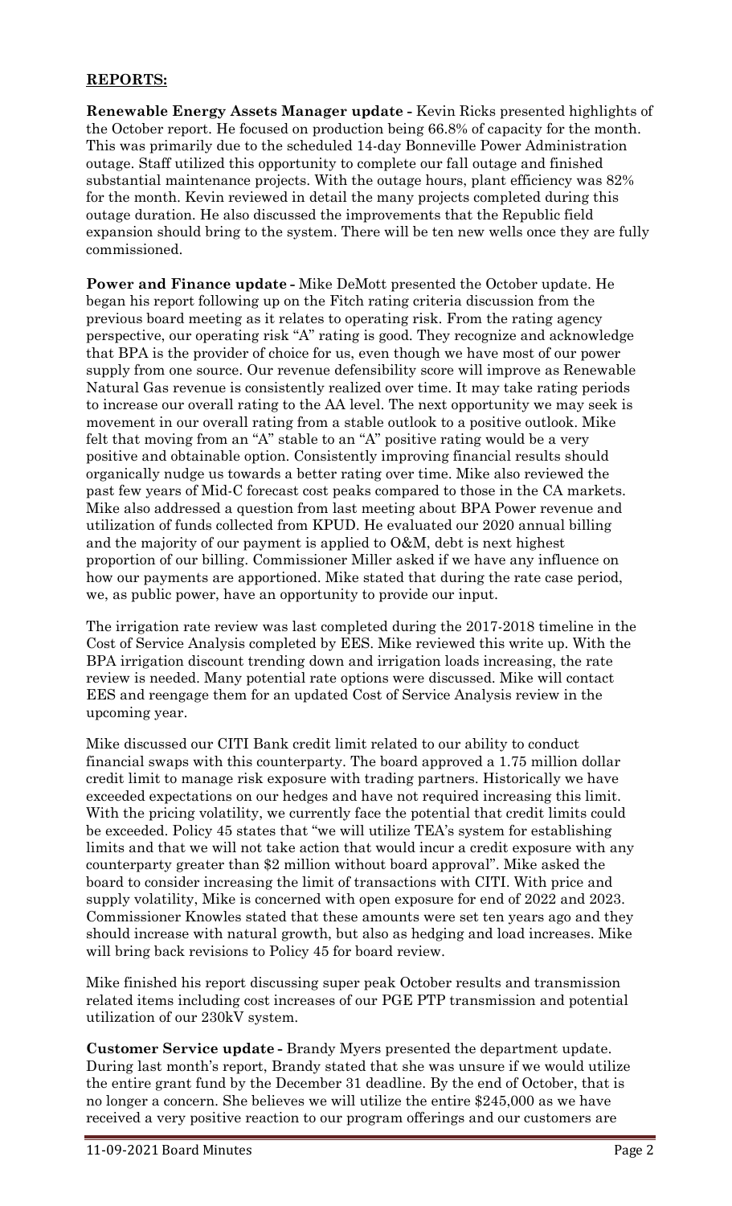**REPORTS:**

**Renewable Energy Assets Manager update -** Kevin Ricks presented highlights of the October report. He focused on production being 66.8% of capacity for the month. This was primarily due to the scheduled 14-day Bonneville Power Administration outage. Staff utilized this opportunity to complete our fall outage and finished substantial maintenance projects. With the outage hours, plant efficiency was 82% for the month. Kevin reviewed in detail the many projects completed during this outage duration. He also discussed the improvements that the Republic field expansion should bring to the system. There will be ten new wells once they are fully commissioned.

**Power and Finance update -** Mike DeMott presented the October update. He began his report following up on the Fitch rating criteria discussion from the previous board meeting as it relates to operating risk. From the rating agency perspective, our operating risk "A" rating is good. They recognize and acknowledge that BPA is the provider of choice for us, even though we have most of our power supply from one source. Our revenue defensibility score will improve as Renewable Natural Gas revenue is consistently realized over time. It may take rating periods to increase our overall rating to the AA level. The next opportunity we may seek is movement in our overall rating from a stable outlook to a positive outlook. Mike felt that moving from an "A" stable to an "A" positive rating would be a very positive and obtainable option. Consistently improving financial results should organically nudge us towards a better rating over time. Mike also reviewed the past few years of Mid-C forecast cost peaks compared to those in the CA markets. Mike also addressed a question from last meeting about BPA Power revenue and utilization of funds collected from KPUD. He evaluated our 2020 annual billing and the majority of our payment is applied to O&M, debt is next highest proportion of our billing. Commissioner Miller asked if we have any influence on how our payments are apportioned. Mike stated that during the rate case period, we, as public power, have an opportunity to provide our input.

The irrigation rate review was last completed during the 2017-2018 timeline in the Cost of Service Analysis completed by EES. Mike reviewed this write up. With the BPA irrigation discount trending down and irrigation loads increasing, the rate review is needed. Many potential rate options were discussed. Mike will contact EES and reengage them for an updated Cost of Service Analysis review in the upcoming year.

Mike discussed our CITI Bank credit limit related to our ability to conduct financial swaps with this counterparty. The board approved a 1.75 million dollar credit limit to manage risk exposure with trading partners. Historically we have exceeded expectations on our hedges and have not required increasing this limit. With the pricing volatility, we currently face the potential that credit limits could be exceeded. Policy 45 states that "we will utilize TEA's system for establishing limits and that we will not take action that would incur a credit exposure with any counterparty greater than $2 million without board approval". Mike asked the board to consider increasing the limit of transactions with CITI. With price and supply volatility, Mike is concerned with open exposure for end of 2022 and 2023. Commissioner Knowles stated that these amounts were set ten years ago and they should increase with natural growth, but also as hedging and load increases. Mike will bring back revisions to Policy 45 for board review.

Mike finished his report discussing super peak October results and transmission related items including cost increases of our PGE PTP transmission and potential utilization of our 230kV system.

**Customer Service update -** Brandy Myers presented the department update. During last month's report, Brandy stated that she was unsure if we would utilize the entire grant fund by the December 31 deadline. By the end of October, that is no longer a concern. She believes we will utilize the entire $245,000 as we have received a very positive reaction to our program offerings and our customers are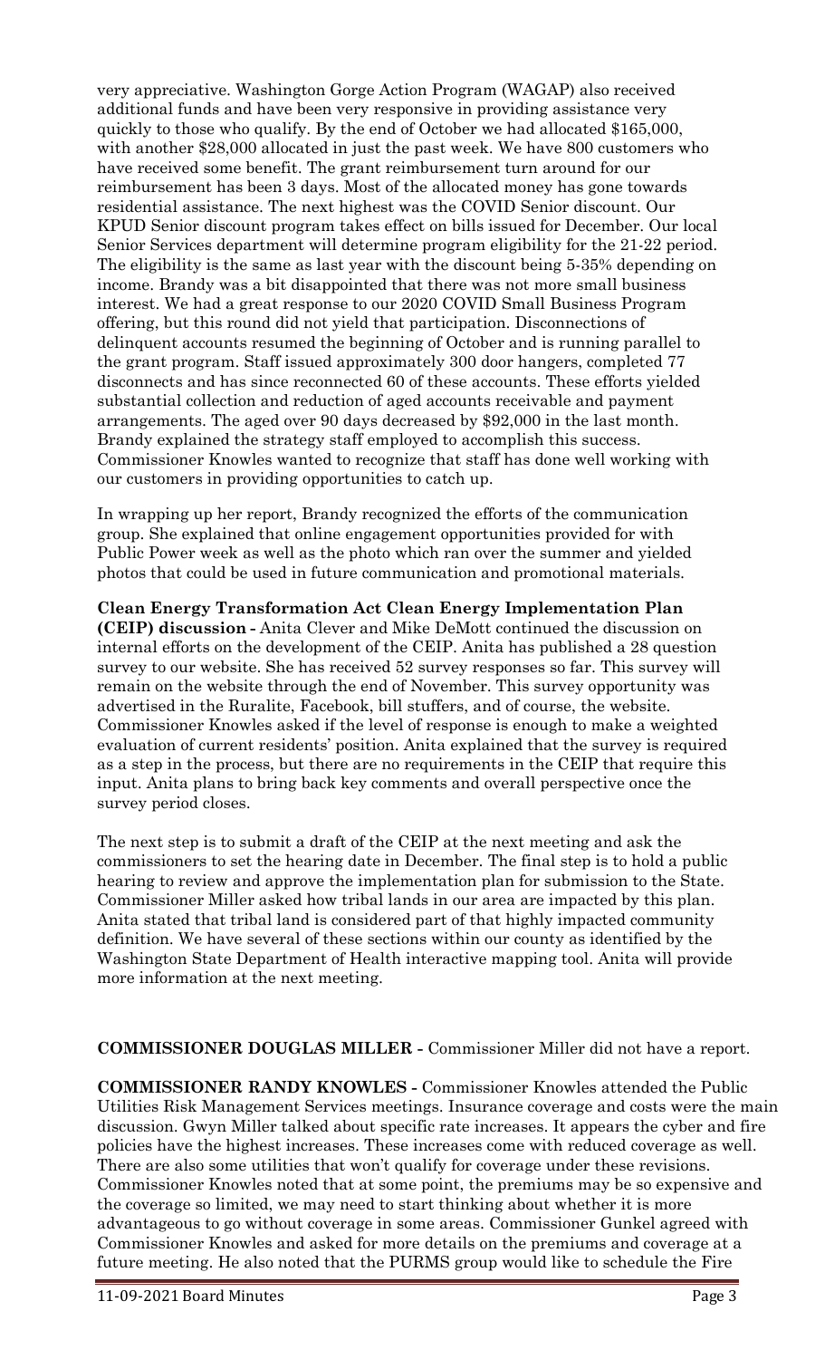very appreciative. Washington Gorge Action Program (WAGAP) also received additional funds and have been very responsive in providing assistance very quickly to those who qualify. By the end of October we had allocated $165,000, with another $28,000 allocated in just the past week. We have 800 customers who have received some benefit. The grant reimbursement turn around for our reimbursement has been 3 days. Most of the allocated money has gone towards residential assistance. The next highest was the COVID Senior discount. Our KPUD Senior discount program takes effect on bills issued for December. Our local Senior Services department will determine program eligibility for the 21-22 period. The eligibility is the same as last year with the discount being 5-35% depending on income. Brandy was a bit disappointed that there was not more small business interest. We had a great response to our 2020 COVID Small Business Program offering, but this round did not yield that participation. Disconnections of delinquent accounts resumed the beginning of October and is running parallel to the grant program. Staff issued approximately 300 door hangers, completed 77 disconnects and has since reconnected 60 of these accounts. These efforts yielded substantial collection and reduction of aged accounts receivable and payment arrangements. The aged over 90 days decreased by $92,000 in the last month. Brandy explained the strategy staff employed to accomplish this success. Commissioner Knowles wanted to recognize that staff has done well working with our customers in providing opportunities to catch up.

In wrapping up her report, Brandy recognized the efforts of the communication group. She explained that online engagement opportunities provided for with Public Power week as well as the photo which ran over the summer and yielded photos that could be used in future communication and promotional materials.

**Clean Energy Transformation Act Clean Energy Implementation Plan (CEIP) discussion -** Anita Clever and Mike DeMott continued the discussion on internal efforts on the development of the CEIP. Anita has published a 28 question survey to our website. She has received 52 survey responses so far. This survey will remain on the website through the end of November. This survey opportunity was advertised in the Ruralite, Facebook, bill stuffers, and of course, the website. Commissioner Knowles asked if the level of response is enough to make a weighted evaluation of current residents' position. Anita explained that the survey is required as a step in the process, but there are no requirements in the CEIP that require this input. Anita plans to bring back key comments and overall perspective once the survey period closes.

The next step is to submit a draft of the CEIP at the next meeting and ask the commissioners to set the hearing date in December. The final step is to hold a public hearing to review and approve the implementation plan for submission to the State. Commissioner Miller asked how tribal lands in our area are impacted by this plan. Anita stated that tribal land is considered part of that highly impacted community definition. We have several of these sections within our county as identified by the Washington State Department of Health interactive mapping tool. Anita will provide more information at the next meeting.

**COMMISSIONER DOUGLAS MILLER -** Commissioner Miller did not have a report.

**COMMISSIONER RANDY KNOWLES -** Commissioner Knowles attended the Public Utilities Risk Management Services meetings. Insurance coverage and costs were the main discussion. Gwyn Miller talked about specific rate increases. It appears the cyber and fire policies have the highest increases. These increases come with reduced coverage as well. There are also some utilities that won't qualify for coverage under these revisions. Commissioner Knowles noted that at some point, the premiums may be so expensive and the coverage so limited, we may need to start thinking about whether it is more advantageous to go without coverage in some areas. Commissioner Gunkel agreed with Commissioner Knowles and asked for more details on the premiums and coverage at a future meeting. He also noted that the PURMS group would like to schedule the Fire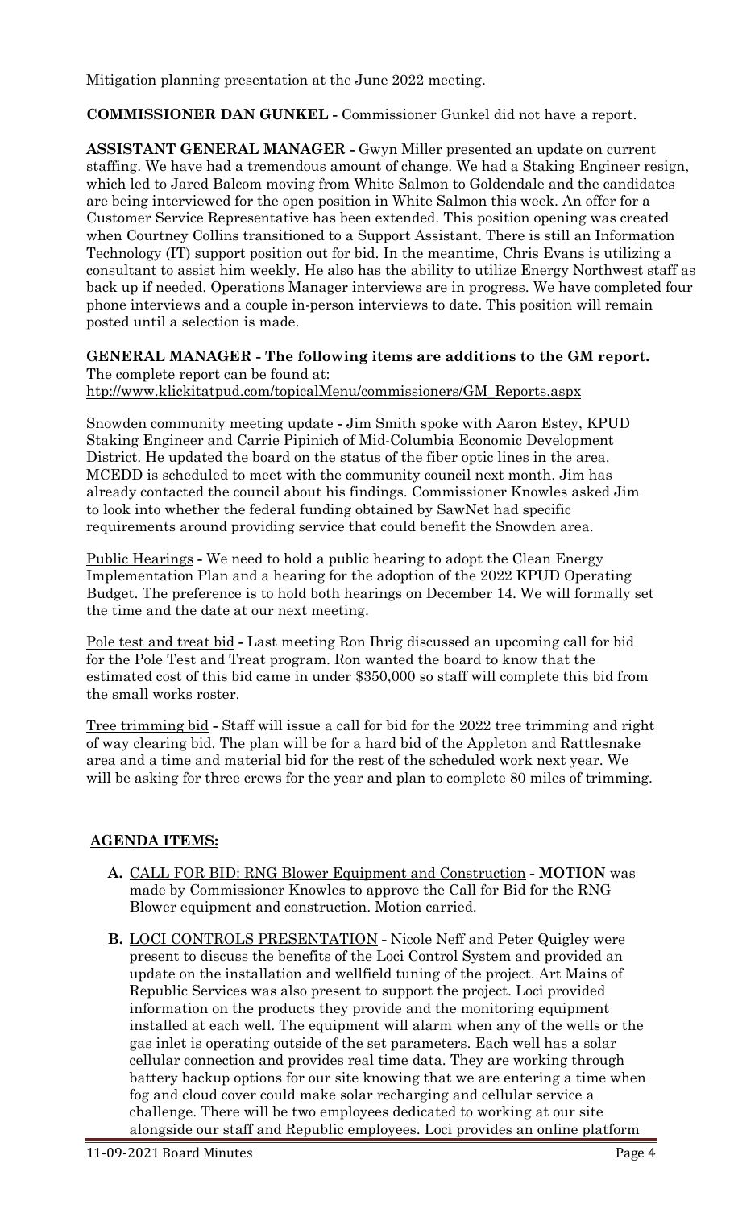Mitigation planning presentation at the June 2022 meeting.

**COMMISSIONER DAN GUNKEL -** Commissioner Gunkel did not have a report.

**ASSISTANT GENERAL MANAGER -** Gwyn Miller presented an update on current staffing. We have had a tremendous amount of change. We had a Staking Engineer resign, which led to Jared Balcom moving from White Salmon to Goldendale and the candidates are being interviewed for the open position in White Salmon this week. An offer for a Customer Service Representative has been extended. This position opening was created when Courtney Collins transitioned to a Support Assistant. There is still an Information Technology (IT) support position out for bid. In the meantime, Chris Evans is utilizing a consultant to assist him weekly. He also has the ability to utilize Energy Northwest staff as back up if needed. Operations Manager interviews are in progress. We have completed four phone interviews and a couple in-person interviews to date. This position will remain posted until a selection is made.

**GENERAL MANAGER - The following items are additions to the GM report.**
The complete report can be found at:
htp://www.klickitatpud.com/topicalMenu/commissioners/GM_Reports.aspx

Snowden community meeting update - Jim Smith spoke with Aaron Estey, KPUD Staking Engineer and Carrie Pipinich of Mid-Columbia Economic Development District. He updated the board on the status of the fiber optic lines in the area. MCEDD is scheduled to meet with the community council next month. Jim has already contacted the council about his findings. Commissioner Knowles asked Jim to look into whether the federal funding obtained by SawNet had specific requirements around providing service that could benefit the Snowden area.

Public Hearings - We need to hold a public hearing to adopt the Clean Energy Implementation Plan and a hearing for the adoption of the 2022 KPUD Operating Budget. The preference is to hold both hearings on December 14. We will formally set the time and the date at our next meeting.

Pole test and treat bid - Last meeting Ron Ihrig discussed an upcoming call for bid for the Pole Test and Treat program. Ron wanted the board to know that the estimated cost of this bid came in under $350,000 so staff will complete this bid from the small works roster.

Tree trimming bid - Staff will issue a call for bid for the 2022 tree trimming and right of way clearing bid. The plan will be for a hard bid of the Appleton and Rattlesnake area and a time and material bid for the rest of the scheduled work next year. We will be asking for three crews for the year and plan to complete 80 miles of trimming.

**AGENDA ITEMS:**

- **A.** CALL FOR BID: RNG Blower Equipment and Construction - **MOTION** was made by Commissioner Knowles to approve the Call for Bid for the RNG Blower equipment and construction. Motion carried.

- **B.** LOCI CONTROLS PRESENTATION - Nicole Neff and Peter Quigley were present to discuss the benefits of the Loci Control System and provided an update on the installation and wellfield tuning of the project. Art Mains of Republic Services was also present to support the project. Loci provided information on the products they provide and the monitoring equipment installed at each well. The equipment will alarm when any of the wells or the gas inlet is operating outside of the set parameters. Each well has a solar cellular connection and provides real time data. They are working through battery backup options for our site knowing that we are entering a time when fog and cloud cover could make solar recharging and cellular service a challenge. There will be two employees dedicated to working at our site alongside our staff and Republic employees. Loci provides an online platform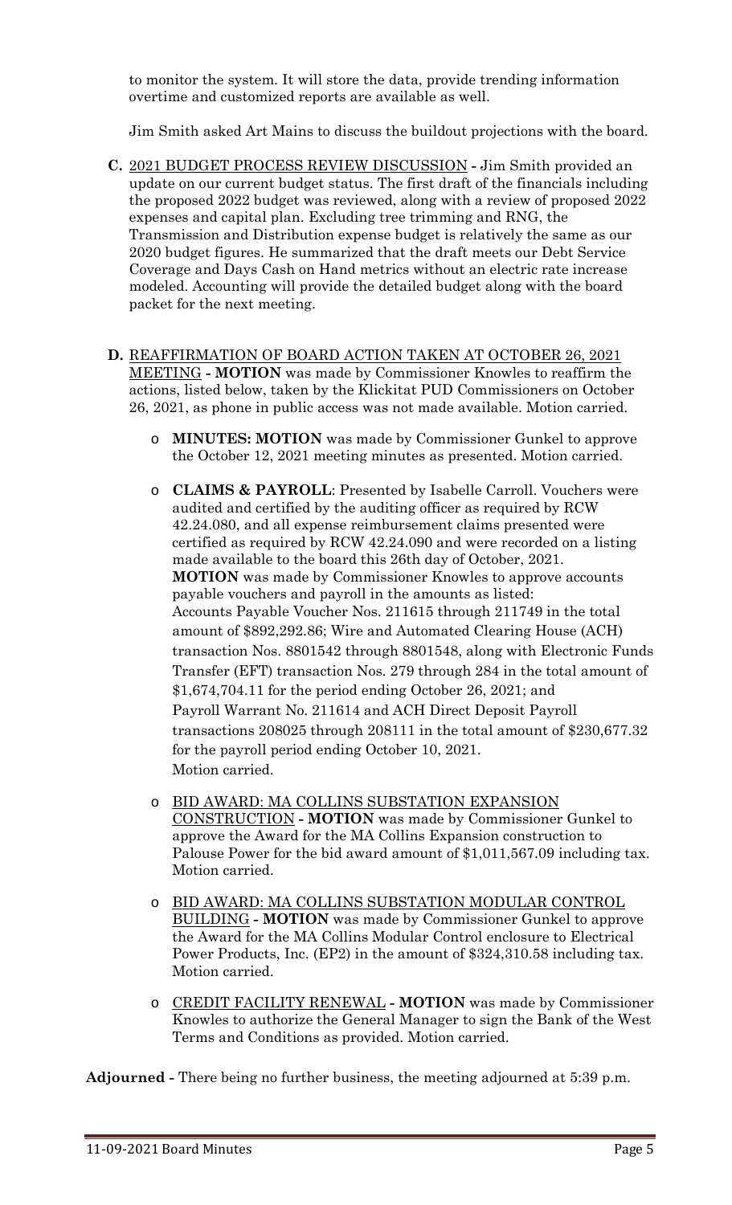to monitor the system. It will store the data, provide trending information overtime and customized reports are available as well.

Jim Smith asked Art Mains to discuss the buildout projections with the board.

**C.** <u>2021 BUDGET PROCESS REVIEW DISCUSSION</u> **-** Jim Smith provided an update on our current budget status. The first draft of the financials including the proposed 2022 budget was reviewed, along with a review of proposed 2022 expenses and capital plan. Excluding tree trimming and RNG, the Transmission and Distribution expense budget is relatively the same as our 2020 budget figures. He summarized that the draft meets our Debt Service Coverage and Days Cash on Hand metrics without an electric rate increase modeled. Accounting will provide the detailed budget along with the board packet for the next meeting.

**D.** <u>REAFFIRMATION OF BOARD ACTION TAKEN AT OCTOBER 26, 2021 MEETING</u> **- MOTION** was made by Commissioner Knowles to reaffirm the actions, listed below, taken by the Klickitat PUD Commissioners on October 26, 2021, as phone in public access was not made available. Motion carried.

- **MINUTES: MOTION** was made by Commissioner Gunkel to approve the October 12, 2021 meeting minutes as presented. Motion carried.

- **CLAIMS & PAYROLL**: Presented by Isabelle Carroll. Vouchers were audited and certified by the auditing officer as required by RCW 42.24.080, and all expense reimbursement claims presented were certified as required by RCW 42.24.090 and were recorded on a listing made available to the board this 26th day of October, 2021.
  **MOTION** was made by Commissioner Knowles to approve accounts payable vouchers and payroll in the amounts as listed:
  Accounts Payable Voucher Nos. 211615 through 211749 in the total amount of $892,292.86; Wire and Automated Clearing House (ACH) transaction Nos. 8801542 through 8801548, along with Electronic Funds Transfer (EFT) transaction Nos. 279 through 284 in the total amount of $1,674,704.11 for the period ending October 26, 2021; and
  Payroll Warrant No. 211614 and ACH Direct Deposit Payroll transactions 208025 through 208111 in the total amount of $230,677.32 for the payroll period ending October 10, 2021.
  Motion carried.

- <u>BID AWARD: MA COLLINS SUBSTATION EXPANSION CONSTRUCTION</u> **- MOTION** was made by Commissioner Gunkel to approve the Award for the MA Collins Expansion construction to Palouse Power for the bid award amount of $1,011,567.09 including tax. Motion carried.

- <u>BID AWARD: MA COLLINS SUBSTATION MODULAR CONTROL BUILDING</u> **- MOTION** was made by Commissioner Gunkel to approve the Award for the MA Collins Modular Control enclosure to Electrical Power Products, Inc. (EP2) in the amount of $324,310.58 including tax. Motion carried.

- <u>CREDIT FACILITY RENEWAL</u> **- MOTION** was made by Commissioner Knowles to authorize the General Manager to sign the Bank of the West Terms and Conditions as provided. Motion carried.

**Adjourned -** There being no further business, the meeting adjourned at 5:39 p.m.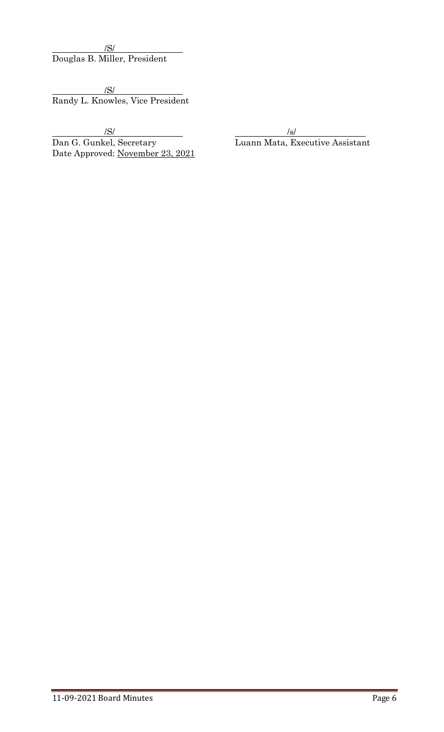/S/

Douglas B. Miller, President

/S/

Randy L. Knowles, Vice President

/S/

Dan G. Gunkel, Secretary

Date Approved: November 23, 2021

/s/

Luann Mata, Executive Assistant